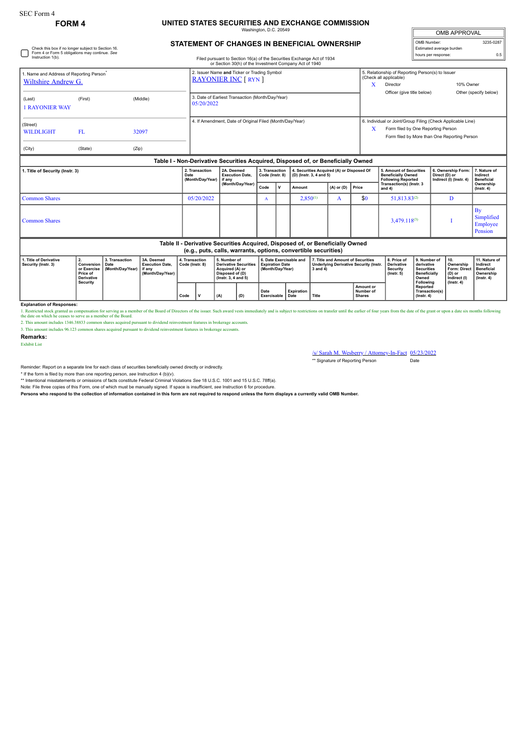SEC Form 4

**FORM 4**

# UNITED STATES SECURITIES AND EXCHANGE COMMISSION

Washington, D.C. 20549

## STATEMENT OF CHANGES IN BENEFICIAL OWNERSHIP

Filed pursuant to Section 16(a) of the Securities Exchange Act of 1934 or Section 30(h) of the Investment Company Act of 1940

| OMB APPROVAL | |
|---|---|
| OMB Number: | 3235-0287 |
| Estimated average burden | |
| hours per response: | 0.5 |

☐ Check this box if no longer subject to Section 16. Form 4 or Form 5 obligations may continue. *See* Instruction 1(b).

1. Name and Address of Reporting Person*
Wiltshire Andrew G.

(Last) (First) (Middle)
1 RAYONIER WAY

(Street)
WILDLIGHT FL 32097

(City) (State) (Zip)

2. Issuer Name **and** Ticker or Trading Symbol
RAYONIER INC [ RYN ]

3. Date of Earliest Transaction (Month/Day/Year)
05/20/2022

4. If Amendment, Date of Original Filed (Month/Day/Year)

5. Relationship of Reporting Person(s) to Issuer (Check all applicable)
X Director
10% Owner
Officer (give title below)
Other (specify below)

6. Individual or Joint/Group Filing (Check Applicable Line)
X Form filed by One Reporting Person
Form filed by More than One Reporting Person

**Table I - Non-Derivative Securities Acquired, Disposed of, or Beneficially Owned**

| 1. Title of Security (Instr. 3) | 2. Transaction Date (Month/Day/Year) | 2A. Deemed Execution Date, if any (Month/Day/Year) | 3. Transaction Code (Instr. 8) | | 4. Securities Acquired (A) or Disposed Of (D) (Instr. 3, 4 and 5) | | | 5. Amount of Securities Beneficially Owned Following Reported Transaction(s) (Instr. 3 and 4) | 6. Ownership Form: Direct (D) or Indirect (I) (Instr. 4) | 7. Nature of Indirect Beneficial Ownership (Instr. 4) |
|---|---|---|---|---|---|---|---|---|---|---|
| | | | Code | V | Amount | (A) or (D) | Price | | | |
| Common Shares | 05/20/2022 | | A | | 2,850[(1)] | A | $0 | 51,813.83[(2)] | D | |
| Common Shares | | | | | | | | 3,479.118[(3)] | I | By Simplified Employee Pension |

**Table II - Derivative Securities Acquired, Disposed of, or Beneficially Owned (e.g., puts, calls, warrants, options, convertible securities)**

| 1. Title of Derivative Security (Instr. 3) | 2. Conversion or Exercise Price of Derivative Security | 3. Transaction Date (Month/Day/Year) | 3A. Deemed Execution Date, if any (Month/Day/Year) | 4. Transaction Code (Instr. 8) | | 5. Number of Derivative Securities Acquired (A) or Disposed of (D) (Instr. 3, 4 and 5) | | 6. Date Exercisable and Expiration Date (Month/Day/Year) | | 7. Title and Amount of Securities Underlying Derivative Security (Instr. 3 and 4) | | 8. Price of Derivative Security (Instr. 5) | 9. Number of derivative Securities Beneficially Owned Following Reported Transaction(s) (Instr. 4) | 10. Ownership Form: Direct (D) or Indirect (I) (Instr. 4) | 11. Nature of Indirect Beneficial Ownership (Instr. 4) |
|---|---|---|---|---|---|---|---|---|---|---|---|---|---|---|---|
| | | | | Code | V | (A) | (D) | Date Exercisable | Expiration Date | Title | Amount or Number of Shares | | | | |

**Explanation of Responses:**

1. Restricted stock granted as compensation for serving as a member of the Board of Directors of the issuer. Such award vests immediately and is subject to restrictions on transfer until the earlier of four years from the date of the grant or upon a date six months following the date on which he ceases to serve as a member of the Board.

2. This amount includes 1346.38833 common shares acquired pursuant to dividend reinvestment features in brokerage accounts.

3. This amount includes 96.123 common shares acquired pursuant to dividend reinvestment features in brokerage accounts.

**Remarks:**

Exhibit List

/s/ Sarah M. Wesberry / Attorney-In-Fact 05/23/2022

** Signature of Reporting Person Date

Reminder: Report on a separate line for each class of securities beneficially owned directly or indirectly.

* If the form is filed by more than one reporting person, *see* Instruction 4 (b)(v).

** Intentional misstatements or omissions of facts constitute Federal Criminal Violations *See* 18 U.S.C. 1001 and 15 U.S.C. 78ff(a).

Note: File three copies of this Form, one of which must be manually signed. If space is insufficient, *see* Instruction 6 for procedure.

**Persons who respond to the collection of information contained in this form are not required to respond unless the form displays a currently valid OMB Number.**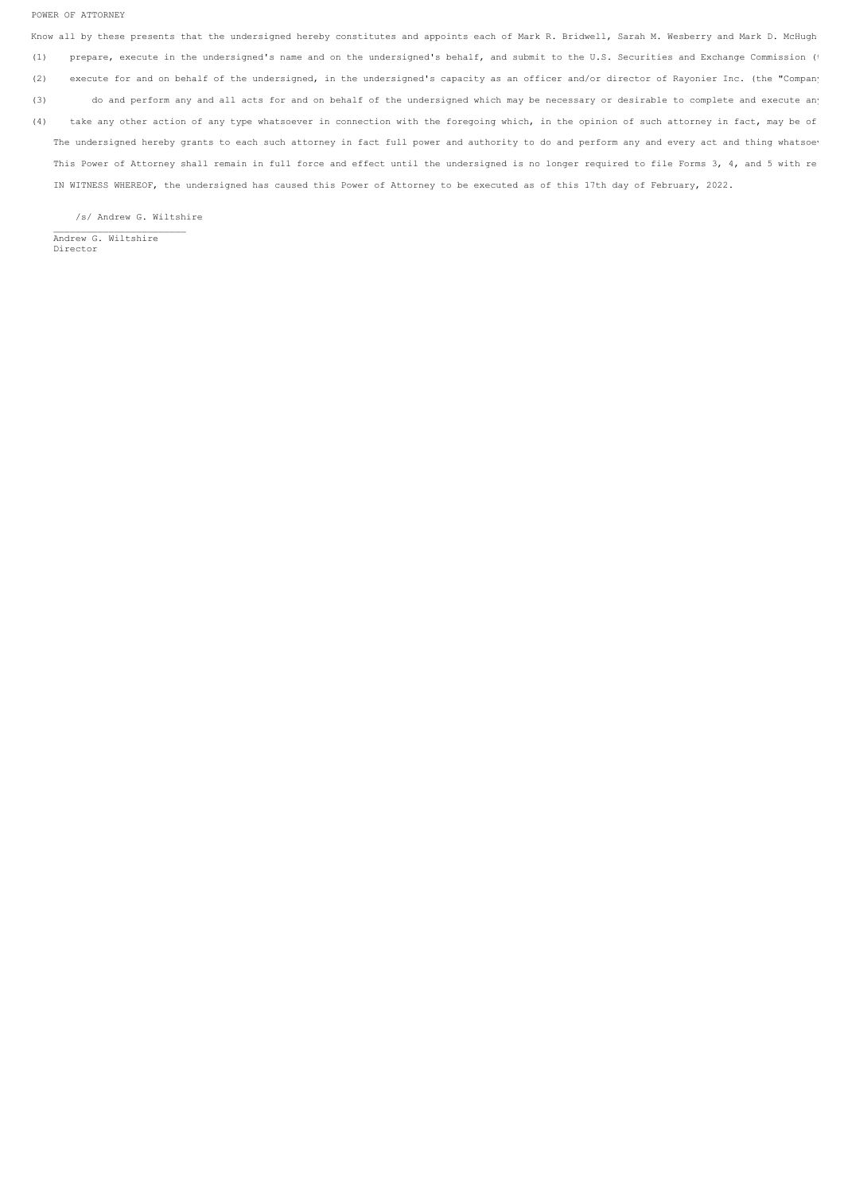POWER OF ATTORNEY

Know all by these presents that the undersigned hereby constitutes and appoints each of Mark R. Bridwell, Sarah M. Wesberry and Mark D. McHugh

(1) prepare, execute in the undersigned's name and on the undersigned's behalf, and submit to the U.S. Securities and Exchange Commission (

(2) execute for and on behalf of the undersigned, in the undersigned's capacity as an officer and/or director of Rayonier Inc. (the "Company

(3) do and perform any and all acts for and on behalf of the undersigned which may be necessary or desirable to complete and execute an

(4) take any other action of any type whatsoever in connection with the foregoing which, in the opinion of such attorney in fact, may be of

The undersigned hereby grants to each such attorney in fact full power and authority to do and perform any and every act and thing whatsoe

This Power of Attorney shall remain in full force and effect until the undersigned is no longer required to file Forms 3, 4, and 5 with re

IN WITNESS WHEREOF, the undersigned has caused this Power of Attorney to be executed as of this 17th day of February, 2022.

/s/ Andrew G. Wiltshire

Andrew G. Wiltshire
Director